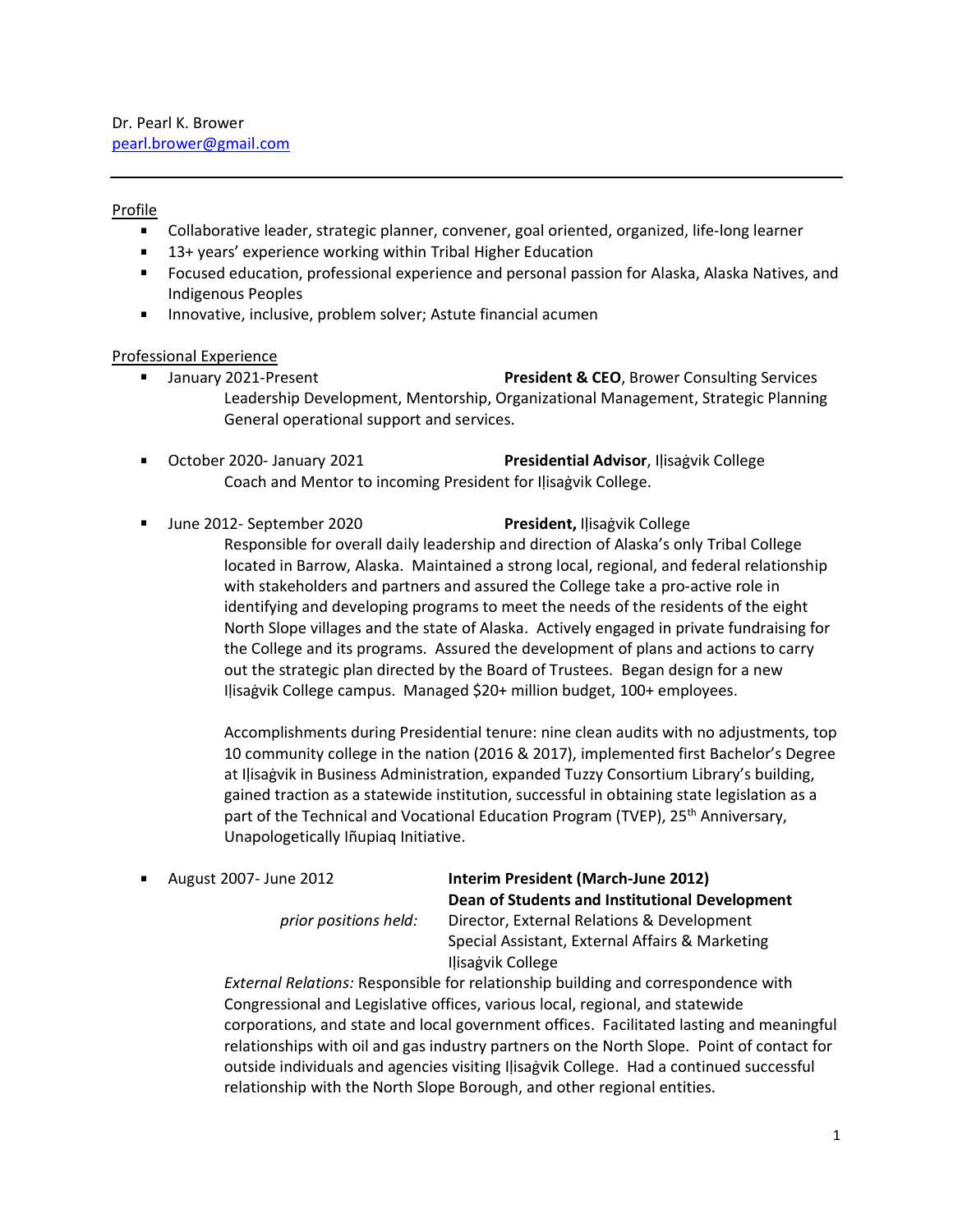Dr. Pearl K. Brower
[pearl.brower@gmail.com](mailto:pearl.brower@gmail.com)

---

## Profile

- Collaborative leader, strategic planner, convener, goal oriented, organized, life-long learner
- 13+ years' experience working within Tribal Higher Education
- Focused education, professional experience and personal passion for Alaska, Alaska Natives, and Indigenous Peoples
- Innovative, inclusive, problem solver; Astute financial acumen

## Professional Experience

- January 2021-Present — **President & CEO**, Brower Consulting Services

  Leadership Development, Mentorship, Organizational Management, Strategic Planning General operational support and services.

- October 2020- January 2021 — **Presidential Advisor**, Iḷisaġvik College

  Coach and Mentor to incoming President for Iḷisaġvik College.

- June 2012- September 2020 — **President,** Iḷisaġvik College

  Responsible for overall daily leadership and direction of Alaska's only Tribal College located in Barrow, Alaska. Maintained a strong local, regional, and federal relationship with stakeholders and partners and assured the College take a pro-active role in identifying and developing programs to meet the needs of the residents of the eight North Slope villages and the state of Alaska. Actively engaged in private fundraising for the College and its programs. Assured the development of plans and actions to carry out the strategic plan directed by the Board of Trustees. Began design for a new Iḷisaġvik College campus. Managed $20+ million budget, 100+ employees.

  Accomplishments during Presidential tenure: nine clean audits with no adjustments, top 10 community college in the nation (2016 & 2017), implemented first Bachelor's Degree at Iḷisaġvik in Business Administration, expanded Tuzzy Consortium Library's building, gained traction as a statewide institution, successful in obtaining state legislation as a part of the Technical and Vocational Education Program (TVEP), 25th Anniversary, Unapologetically Iñupiaq Initiative.

- August 2007- June 2012 — **Interim President (March-June 2012)**
  **Dean of Students and Institutional Development**

  *prior positions held:* Director, External Relations & Development
  Special Assistant, External Affairs & Marketing
  Iḷisaġvik College

  *External Relations:* Responsible for relationship building and correspondence with Congressional and Legislative offices, various local, regional, and statewide corporations, and state and local government offices. Facilitated lasting and meaningful relationships with oil and gas industry partners on the North Slope. Point of contact for outside individuals and agencies visiting Iḷisaġvik College. Had a continued successful relationship with the North Slope Borough, and other regional entities.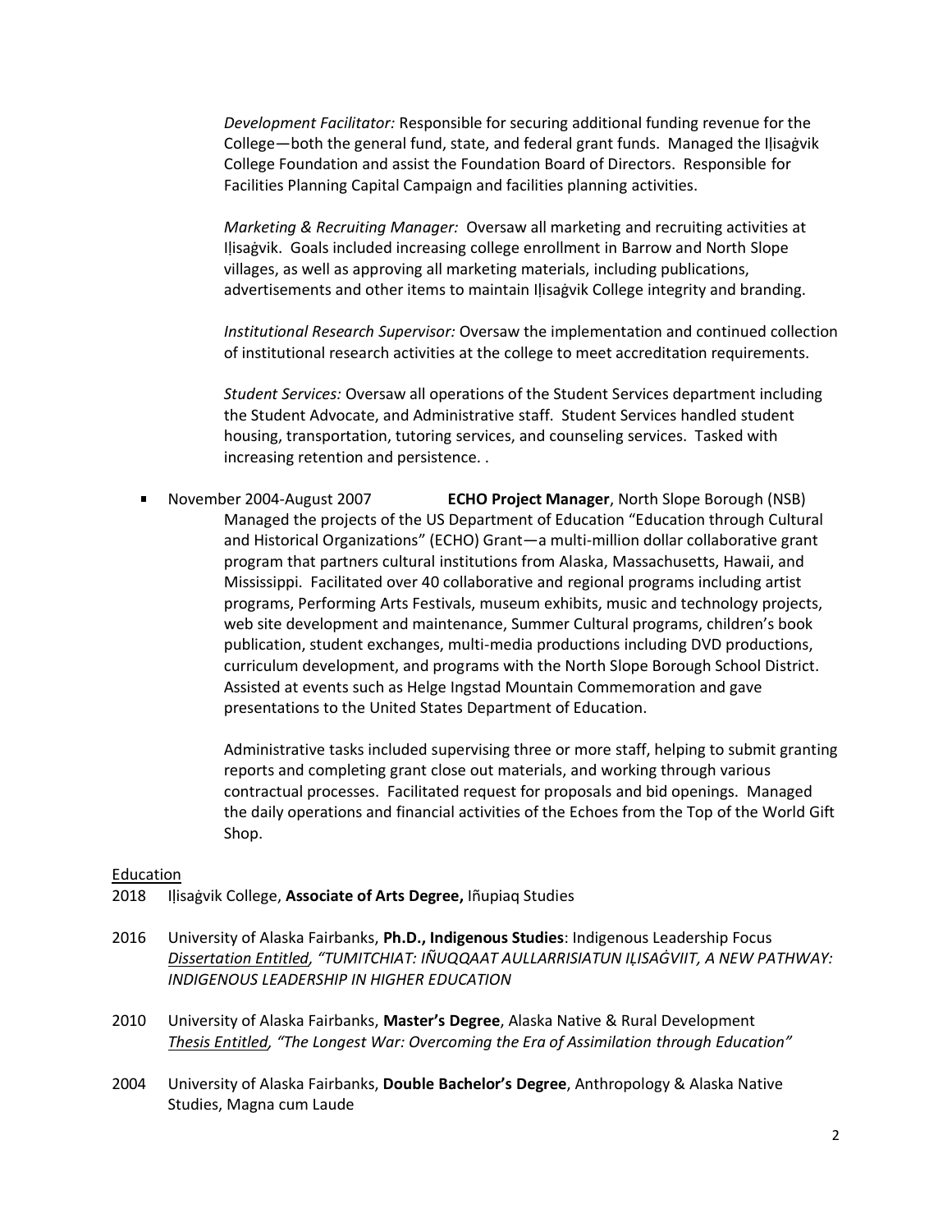*Development Facilitator:* Responsible for securing additional funding revenue for the College—both the general fund, state, and federal grant funds. Managed the Iḷisaġvik College Foundation and assist the Foundation Board of Directors. Responsible for Facilities Planning Capital Campaign and facilities planning activities.

*Marketing & Recruiting Manager:* Oversaw all marketing and recruiting activities at Iḷisaġvik. Goals included increasing college enrollment in Barrow and North Slope villages, as well as approving all marketing materials, including publications, advertisements and other items to maintain Iḷisaġvik College integrity and branding.

*Institutional Research Supervisor:* Oversaw the implementation and continued collection of institutional research activities at the college to meet accreditation requirements.

*Student Services:* Oversaw all operations of the Student Services department including the Student Advocate, and Administrative staff. Student Services handled student housing, transportation, tutoring services, and counseling services. Tasked with increasing retention and persistence. .

- November 2004-August 2007 **ECHO Project Manager**, North Slope Borough (NSB)
  Managed the projects of the US Department of Education "Education through Cultural and Historical Organizations" (ECHO) Grant—a multi-million dollar collaborative grant program that partners cultural institutions from Alaska, Massachusetts, Hawaii, and Mississippi. Facilitated over 40 collaborative and regional programs including artist programs, Performing Arts Festivals, museum exhibits, music and technology projects, web site development and maintenance, Summer Cultural programs, children's book publication, student exchanges, multi-media productions including DVD productions, curriculum development, and programs with the North Slope Borough School District. Assisted at events such as Helge Ingstad Mountain Commemoration and gave presentations to the United States Department of Education.

  Administrative tasks included supervising three or more staff, helping to submit granting reports and completing grant close out materials, and working through various contractual processes. Facilitated request for proposals and bid openings. Managed the daily operations and financial activities of the Echoes from the Top of the World Gift Shop.

## Education

2018 Iḷisaġvik College, **Associate of Arts Degree,** Iñupiaq Studies

2016 University of Alaska Fairbanks, **Ph.D., Indigenous Studies**: Indigenous Leadership Focus
*Dissertation Entitled, "TUMITCHIAT: IÑUQQAAT AULLARRISIATUN IḶISAĠVIIT, A NEW PATHWAY: INDIGENOUS LEADERSHIP IN HIGHER EDUCATION*

2010 University of Alaska Fairbanks, **Master's Degree**, Alaska Native & Rural Development
*Thesis Entitled, "The Longest War: Overcoming the Era of Assimilation through Education"*

2004 University of Alaska Fairbanks, **Double Bachelor's Degree**, Anthropology & Alaska Native Studies, Magna cum Laude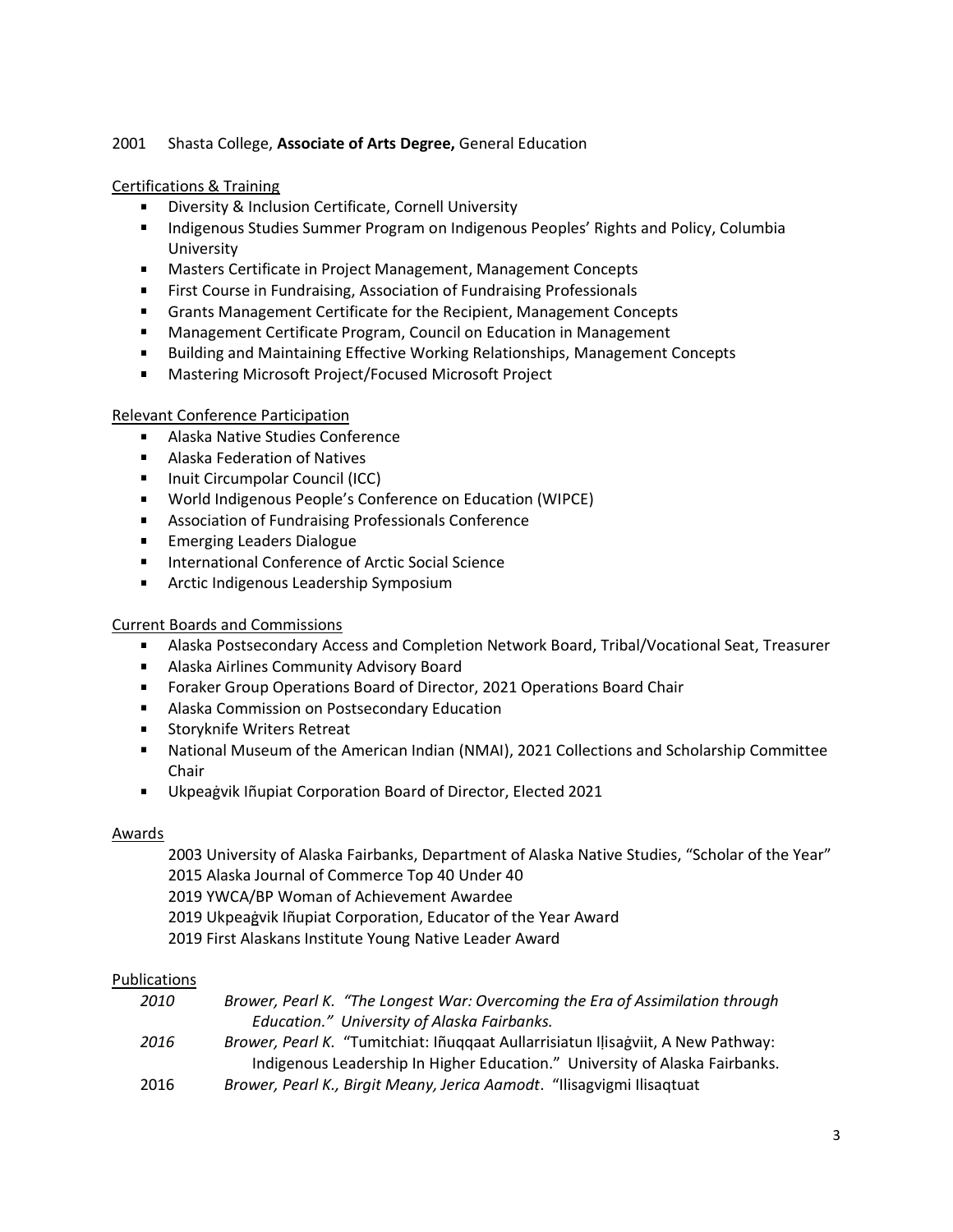2001 Shasta College, **Associate of Arts Degree,** General Education

<u>Certifications & Training</u>

- Diversity & Inclusion Certificate, Cornell University
- Indigenous Studies Summer Program on Indigenous Peoples' Rights and Policy, Columbia University
- Masters Certificate in Project Management, Management Concepts
- First Course in Fundraising, Association of Fundraising Professionals
- Grants Management Certificate for the Recipient, Management Concepts
- Management Certificate Program, Council on Education in Management
- Building and Maintaining Effective Working Relationships, Management Concepts
- Mastering Microsoft Project/Focused Microsoft Project

<u>Relevant Conference Participation</u>

- Alaska Native Studies Conference
- Alaska Federation of Natives
- Inuit Circumpolar Council (ICC)
- World Indigenous People's Conference on Education (WIPCE)
- Association of Fundraising Professionals Conference
- Emerging Leaders Dialogue
- International Conference of Arctic Social Science
- Arctic Indigenous Leadership Symposium

<u>Current Boards and Commissions</u>

- Alaska Postsecondary Access and Completion Network Board, Tribal/Vocational Seat, Treasurer
- Alaska Airlines Community Advisory Board
- Foraker Group Operations Board of Director, 2021 Operations Board Chair
- Alaska Commission on Postsecondary Education
- Storyknife Writers Retreat
- National Museum of the American Indian (NMAI), 2021 Collections and Scholarship Committee Chair
- Ukpeaġvik Iñupiat Corporation Board of Director, Elected 2021

<u>Awards</u>

2003 University of Alaska Fairbanks, Department of Alaska Native Studies, "Scholar of the Year"
2015 Alaska Journal of Commerce Top 40 Under 40
2019 YWCA/BP Woman of Achievement Awardee
2019 Ukpeaġvik Iñupiat Corporation, Educator of the Year Award
2019 First Alaskans Institute Young Native Leader Award

<u>Publications</u>

*2010* *Brower, Pearl K. "The Longest War: Overcoming the Era of Assimilation through Education." University of Alaska Fairbanks.*

*2016* *Brower, Pearl K.* "Tumitchiat: Iñuqqaat Aullarrisiatun Iḷisaġviit, A New Pathway: Indigenous Leadership In Higher Education." University of Alaska Fairbanks.

2016 *Brower, Pearl K., Birgit Meany, Jerica Aamodt*. "Ilisagvigmi Ilisaqtuat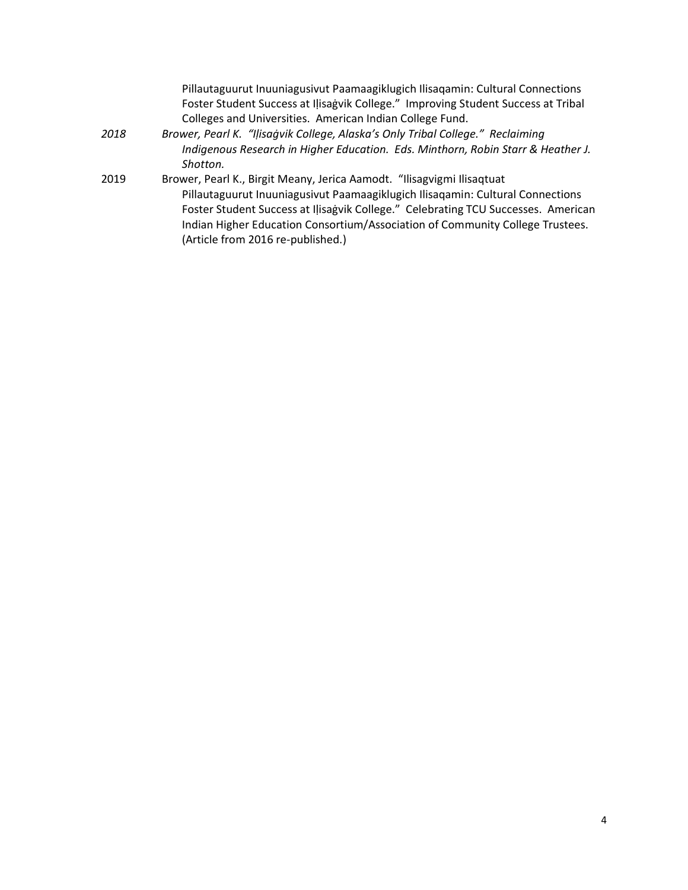Pillautaguurut Inuuniagusivut Paamaagiklugich Ilisaqamin: Cultural Connections Foster Student Success at Iḷisaġvik College." Improving Student Success at Tribal Colleges and Universities. American Indian College Fund.

*2018* *Brower, Pearl K. "Iḷisaġvik College, Alaska's Only Tribal College." Reclaiming Indigenous Research in Higher Education. Eds. Minthorn, Robin Starr & Heather J. Shotton.*

2019 Brower, Pearl K., Birgit Meany, Jerica Aamodt. "Ilisagvigmi Ilisaqtuat Pillautaguurut Inuuniagusivut Paamaagiklugich Ilisaqamin: Cultural Connections Foster Student Success at Iḷisaġvik College." Celebrating TCU Successes. American Indian Higher Education Consortium/Association of Community College Trustees. (Article from 2016 re-published.)